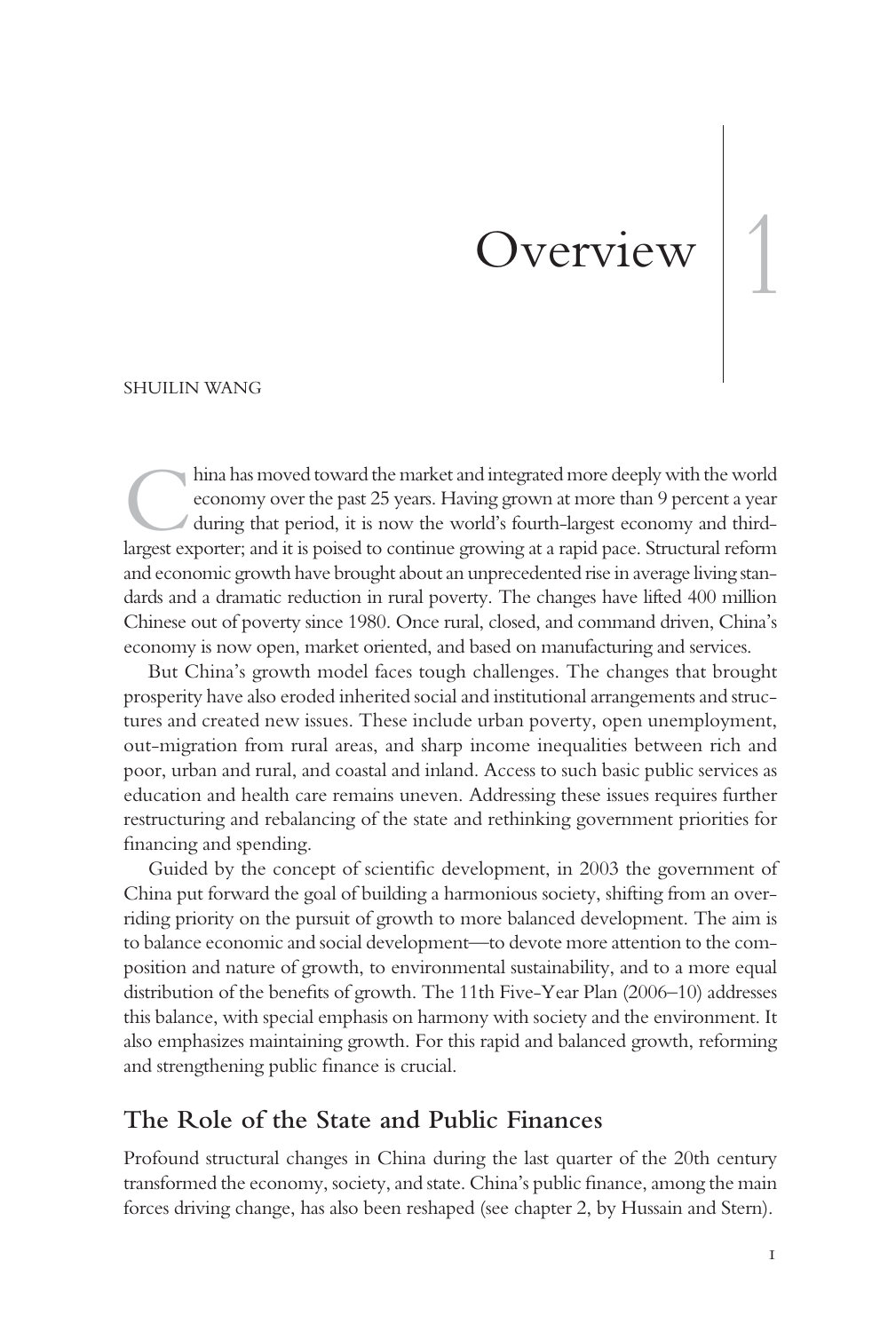# 1 Overview

SHUILIN WANG

China has moved toward the market and integrated more deeply with the world economy over the past 25 years. Having grown at more than 9 percent a year during that period, it is now the world's fourth-largest economy and third-largest exporter; and it is poised to continue growing at a rapid pace. Structural reform and economic growth have brought about an unprecedented rise in average living standards and a dramatic reduction in rural poverty. The changes have lifted 400 million Chinese out of poverty since 1980. Once rural, closed, and command driven, China's economy is now open, market oriented, and based on manufacturing and services.

But China's growth model faces tough challenges. The changes that brought prosperity have also eroded inherited social and institutional arrangements and structures and created new issues. These include urban poverty, open unemployment, out-migration from rural areas, and sharp income inequalities between rich and poor, urban and rural, and coastal and inland. Access to such basic public services as education and health care remains uneven. Addressing these issues requires further restructuring and rebalancing of the state and rethinking government priorities for financing and spending.

Guided by the concept of scientific development, in 2003 the government of China put forward the goal of building a harmonious society, shifting from an overriding priority on the pursuit of growth to more balanced development. The aim is to balance economic and social development—to devote more attention to the composition and nature of growth, to environmental sustainability, and to a more equal distribution of the benefits of growth. The 11th Five-Year Plan (2006–10) addresses this balance, with special emphasis on harmony with society and the environment. It also emphasizes maintaining growth. For this rapid and balanced growth, reforming and strengthening public finance is crucial.

## The Role of the State and Public Finances

Profound structural changes in China during the last quarter of the 20th century transformed the economy, society, and state. China's public finance, among the main forces driving change, has also been reshaped (see chapter 2, by Hussain and Stern).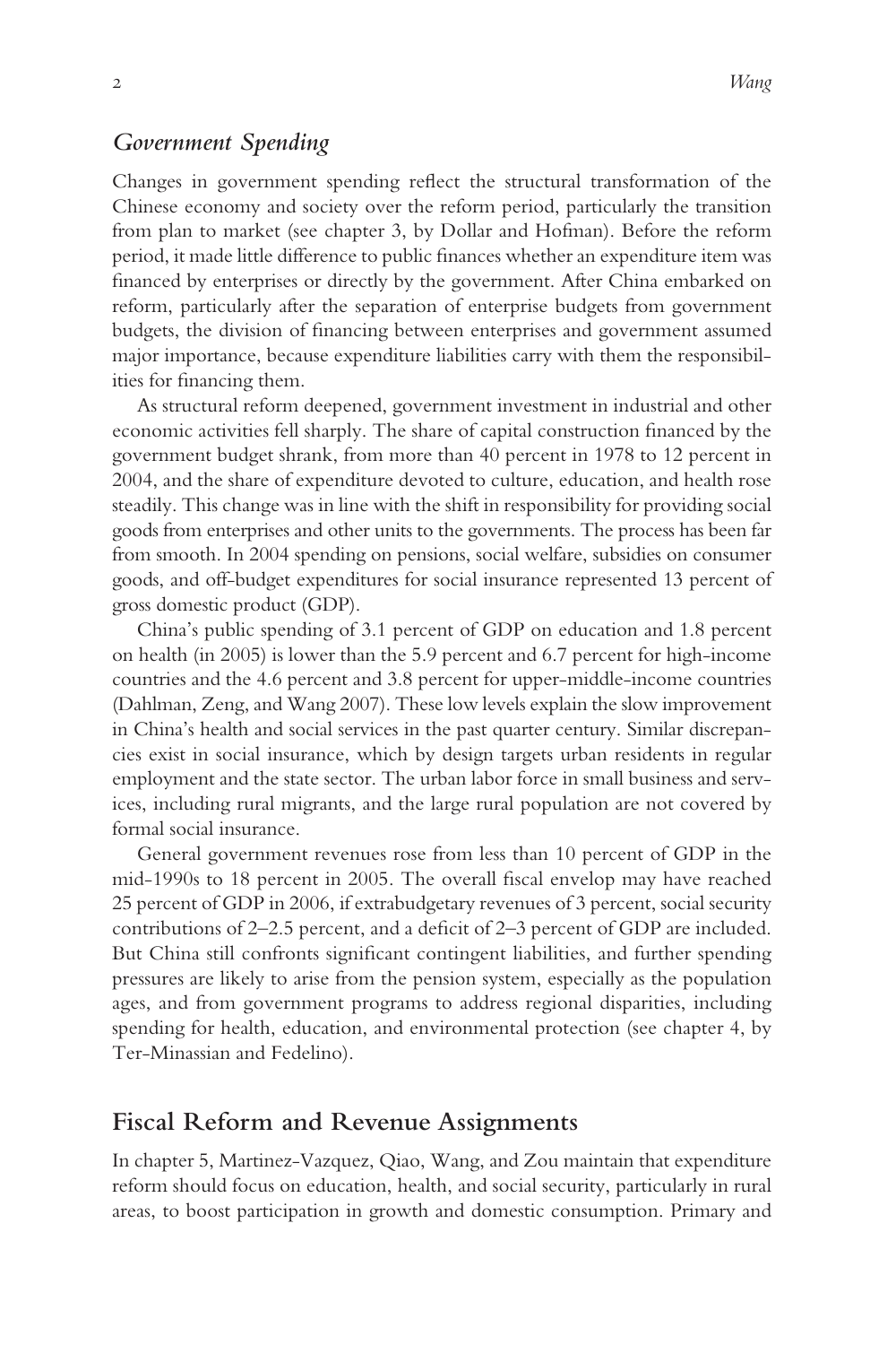### *Government Spending*

Changes in government spending reflect the structural transformation of the Chinese economy and society over the reform period, particularly the transition from plan to market (see chapter 3, by Dollar and Hofman). Before the reform period, it made little difference to public finances whether an expenditure item was financed by enterprises or directly by the government. After China embarked on reform, particularly after the separation of enterprise budgets from government budgets, the division of financing between enterprises and government assumed major importance, because expenditure liabilities carry with them the responsibilities for financing them.

As structural reform deepened, government investment in industrial and other economic activities fell sharply. The share of capital construction financed by the government budget shrank, from more than 40 percent in 1978 to 12 percent in 2004, and the share of expenditure devoted to culture, education, and health rose steadily. This change was in line with the shift in responsibility for providing social goods from enterprises and other units to the governments. The process has been far from smooth. In 2004 spending on pensions, social welfare, subsidies on consumer goods, and off-budget expenditures for social insurance represented 13 percent of gross domestic product (GDP).

China's public spending of 3.1 percent of GDP on education and 1.8 percent on health (in 2005) is lower than the 5.9 percent and 6.7 percent for high-income countries and the 4.6 percent and 3.8 percent for upper-middle-income countries (Dahlman, Zeng, and Wang 2007). These low levels explain the slow improvement in China's health and social services in the past quarter century. Similar discrepancies exist in social insurance, which by design targets urban residents in regular employment and the state sector. The urban labor force in small business and services, including rural migrants, and the large rural population are not covered by formal social insurance.

General government revenues rose from less than 10 percent of GDP in the mid-1990s to 18 percent in 2005. The overall fiscal envelop may have reached 25 percent of GDP in 2006, if extrabudgetary revenues of 3 percent, social security contributions of 2–2.5 percent, and a deficit of 2–3 percent of GDP are included. But China still confronts significant contingent liabilities, and further spending pressures are likely to arise from the pension system, especially as the population ages, and from government programs to address regional disparities, including spending for health, education, and environmental protection (see chapter 4, by Ter-Minassian and Fedelino).

## Fiscal Reform and Revenue Assignments

In chapter 5, Martinez-Vazquez, Qiao, Wang, and Zou maintain that expenditure reform should focus on education, health, and social security, particularly in rural areas, to boost participation in growth and domestic consumption. Primary and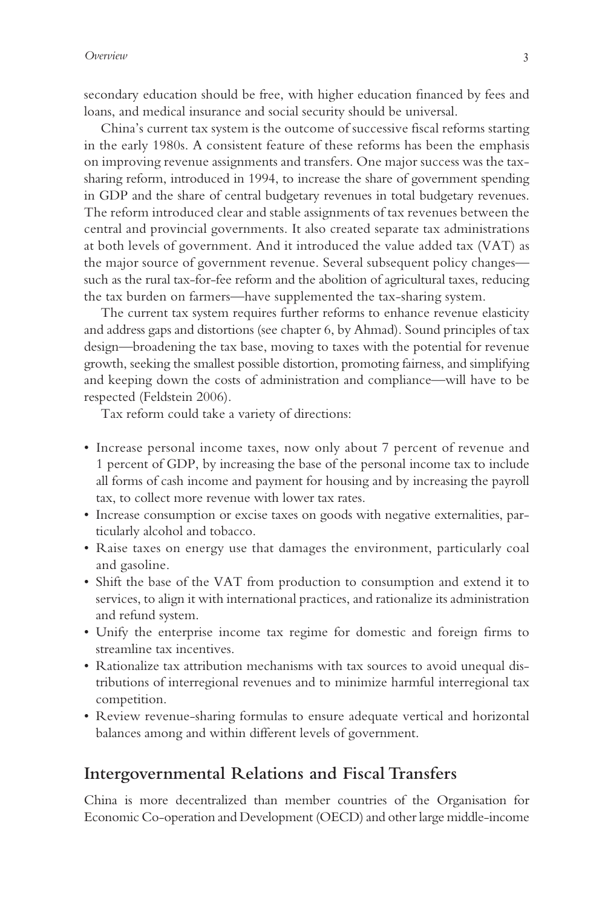secondary education should be free, with higher education financed by fees and loans, and medical insurance and social security should be universal.

China's current tax system is the outcome of successive fiscal reforms starting in the early 1980s. A consistent feature of these reforms has been the emphasis on improving revenue assignments and transfers. One major success was the tax-sharing reform, introduced in 1994, to increase the share of government spending in GDP and the share of central budgetary revenues in total budgetary revenues. The reform introduced clear and stable assignments of tax revenues between the central and provincial governments. It also created separate tax administrations at both levels of government. And it introduced the value added tax (VAT) as the major source of government revenue. Several subsequent policy changes—such as the rural tax-for-fee reform and the abolition of agricultural taxes, reducing the tax burden on farmers—have supplemented the tax-sharing system.

The current tax system requires further reforms to enhance revenue elasticity and address gaps and distortions (see chapter 6, by Ahmad). Sound principles of tax design—broadening the tax base, moving to taxes with the potential for revenue growth, seeking the smallest possible distortion, promoting fairness, and simplifying and keeping down the costs of administration and compliance—will have to be respected (Feldstein 2006).

Tax reform could take a variety of directions:

- Increase personal income taxes, now only about 7 percent of revenue and 1 percent of GDP, by increasing the base of the personal income tax to include all forms of cash income and payment for housing and by increasing the payroll tax, to collect more revenue with lower tax rates.
- Increase consumption or excise taxes on goods with negative externalities, particularly alcohol and tobacco.
- Raise taxes on energy use that damages the environment, particularly coal and gasoline.
- Shift the base of the VAT from production to consumption and extend it to services, to align it with international practices, and rationalize its administration and refund system.
- Unify the enterprise income tax regime for domestic and foreign firms to streamline tax incentives.
- Rationalize tax attribution mechanisms with tax sources to avoid unequal distributions of interregional revenues and to minimize harmful interregional tax competition.
- Review revenue-sharing formulas to ensure adequate vertical and horizontal balances among and within different levels of government.

## Intergovernmental Relations and Fiscal Transfers

China is more decentralized than member countries of the Organisation for Economic Co-operation and Development (OECD) and other large middle-income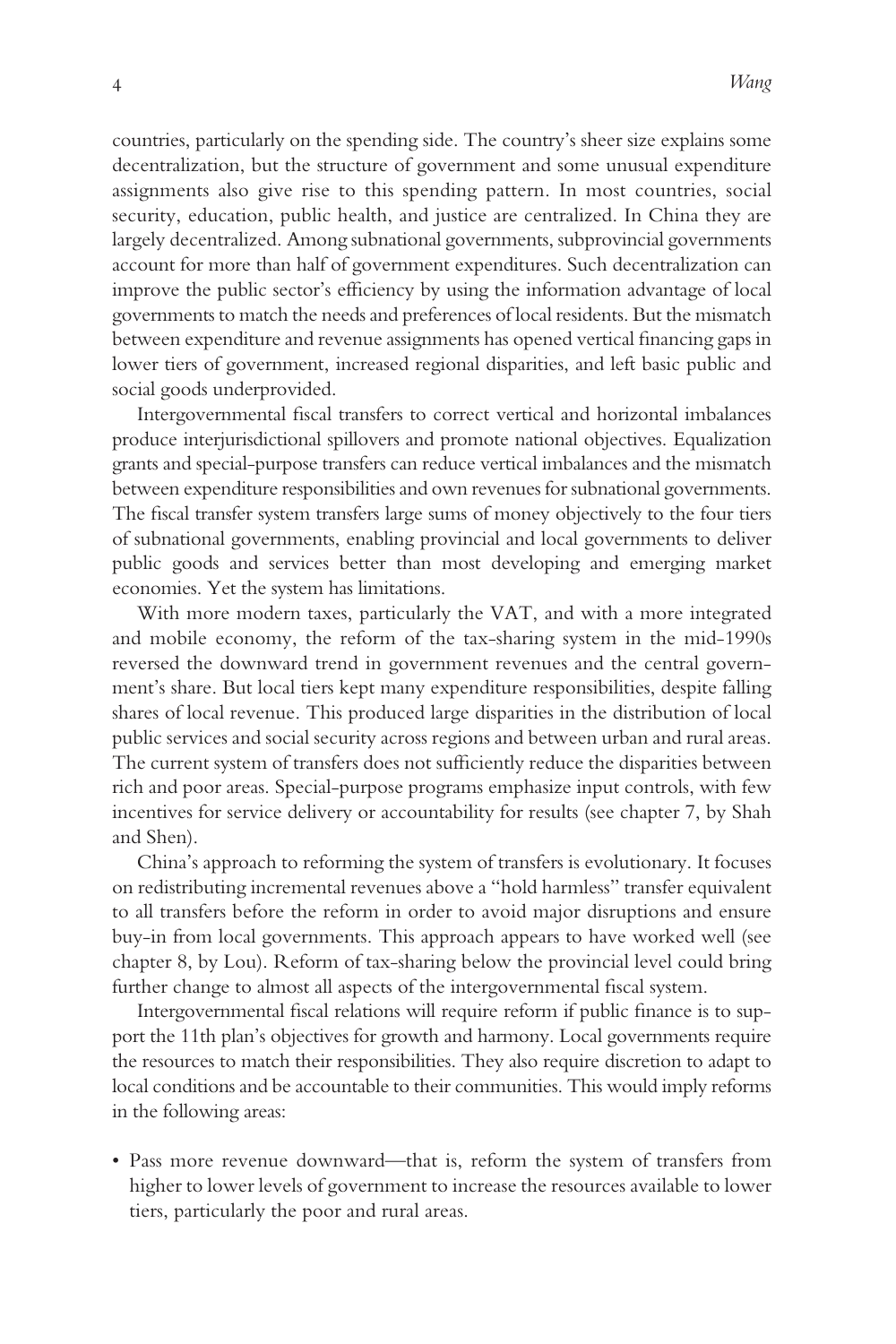countries, particularly on the spending side. The country's sheer size explains some decentralization, but the structure of government and some unusual expenditure assignments also give rise to this spending pattern. In most countries, social security, education, public health, and justice are centralized. In China they are largely decentralized. Among subnational governments, subprovincial governments account for more than half of government expenditures. Such decentralization can improve the public sector's efficiency by using the information advantage of local governments to match the needs and preferences of local residents. But the mismatch between expenditure and revenue assignments has opened vertical financing gaps in lower tiers of government, increased regional disparities, and left basic public and social goods underprovided.

Intergovernmental fiscal transfers to correct vertical and horizontal imbalances produce interjurisdictional spillovers and promote national objectives. Equalization grants and special-purpose transfers can reduce vertical imbalances and the mismatch between expenditure responsibilities and own revenues for subnational governments. The fiscal transfer system transfers large sums of money objectively to the four tiers of subnational governments, enabling provincial and local governments to deliver public goods and services better than most developing and emerging market economies. Yet the system has limitations.

With more modern taxes, particularly the VAT, and with a more integrated and mobile economy, the reform of the tax-sharing system in the mid-1990s reversed the downward trend in government revenues and the central government's share. But local tiers kept many expenditure responsibilities, despite falling shares of local revenue. This produced large disparities in the distribution of local public services and social security across regions and between urban and rural areas. The current system of transfers does not sufficiently reduce the disparities between rich and poor areas. Special-purpose programs emphasize input controls, with few incentives for service delivery or accountability for results (see chapter 7, by Shah and Shen).

China's approach to reforming the system of transfers is evolutionary. It focuses on redistributing incremental revenues above a "hold harmless" transfer equivalent to all transfers before the reform in order to avoid major disruptions and ensure buy-in from local governments. This approach appears to have worked well (see chapter 8, by Lou). Reform of tax-sharing below the provincial level could bring further change to almost all aspects of the intergovernmental fiscal system.

Intergovernmental fiscal relations will require reform if public finance is to support the 11th plan's objectives for growth and harmony. Local governments require the resources to match their responsibilities. They also require discretion to adapt to local conditions and be accountable to their communities. This would imply reforms in the following areas:

- Pass more revenue downward—that is, reform the system of transfers from higher to lower levels of government to increase the resources available to lower tiers, particularly the poor and rural areas.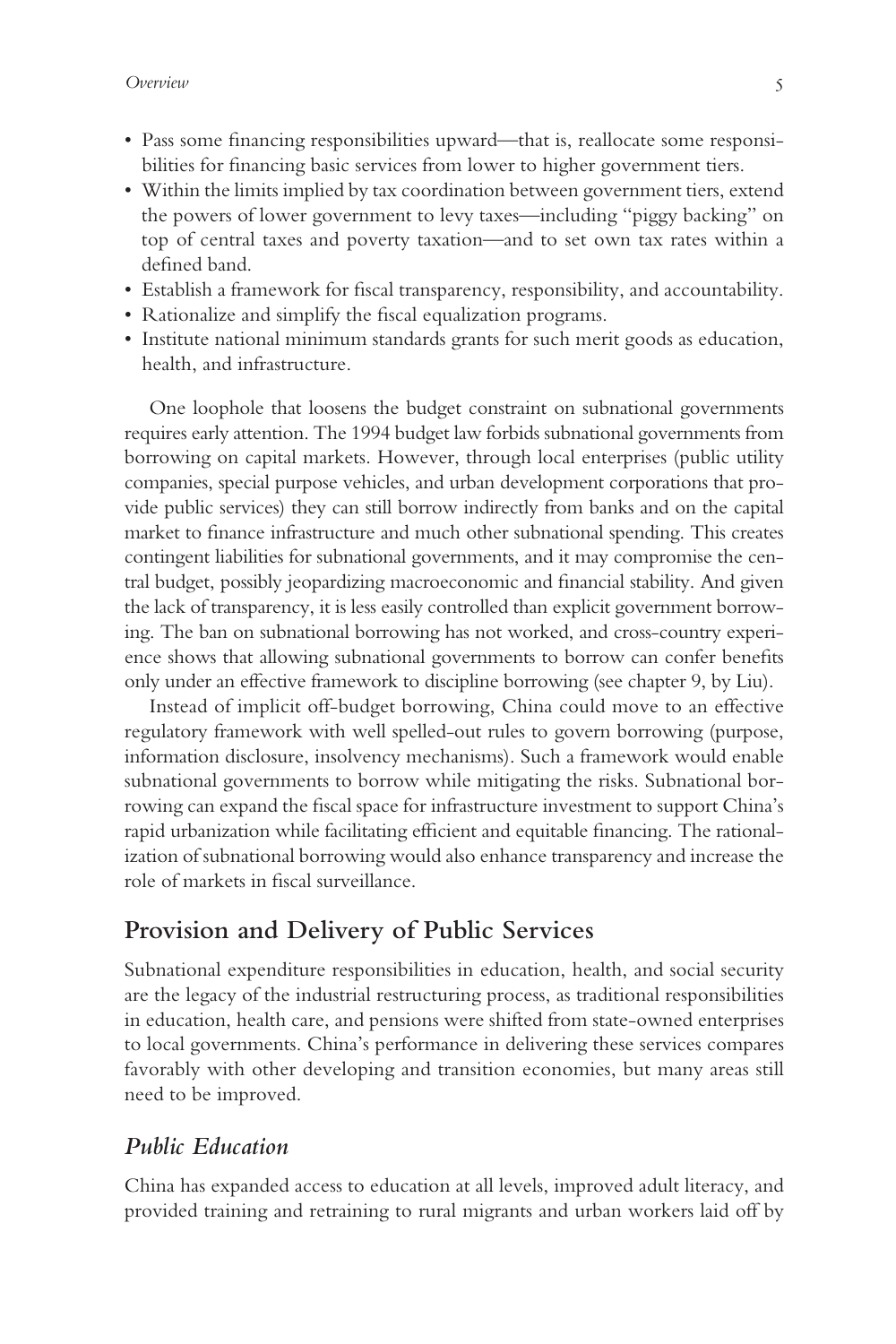- Pass some financing responsibilities upward—that is, reallocate some responsibilities for financing basic services from lower to higher government tiers.
- Within the limits implied by tax coordination between government tiers, extend the powers of lower government to levy taxes—including "piggy backing" on top of central taxes and poverty taxation—and to set own tax rates within a defined band.
- Establish a framework for fiscal transparency, responsibility, and accountability.
- Rationalize and simplify the fiscal equalization programs.
- Institute national minimum standards grants for such merit goods as education, health, and infrastructure.

One loophole that loosens the budget constraint on subnational governments requires early attention. The 1994 budget law forbids subnational governments from borrowing on capital markets. However, through local enterprises (public utility companies, special purpose vehicles, and urban development corporations that provide public services) they can still borrow indirectly from banks and on the capital market to finance infrastructure and much other subnational spending. This creates contingent liabilities for subnational governments, and it may compromise the central budget, possibly jeopardizing macroeconomic and financial stability. And given the lack of transparency, it is less easily controlled than explicit government borrowing. The ban on subnational borrowing has not worked, and cross-country experience shows that allowing subnational governments to borrow can confer benefits only under an effective framework to discipline borrowing (see chapter 9, by Liu).

Instead of implicit off-budget borrowing, China could move to an effective regulatory framework with well spelled-out rules to govern borrowing (purpose, information disclosure, insolvency mechanisms). Such a framework would enable subnational governments to borrow while mitigating the risks. Subnational borrowing can expand the fiscal space for infrastructure investment to support China's rapid urbanization while facilitating efficient and equitable financing. The rationalization of subnational borrowing would also enhance transparency and increase the role of markets in fiscal surveillance.

## Provision and Delivery of Public Services

Subnational expenditure responsibilities in education, health, and social security are the legacy of the industrial restructuring process, as traditional responsibilities in education, health care, and pensions were shifted from state-owned enterprises to local governments. China's performance in delivering these services compares favorably with other developing and transition economies, but many areas still need to be improved.

### *Public Education*

China has expanded access to education at all levels, improved adult literacy, and provided training and retraining to rural migrants and urban workers laid off by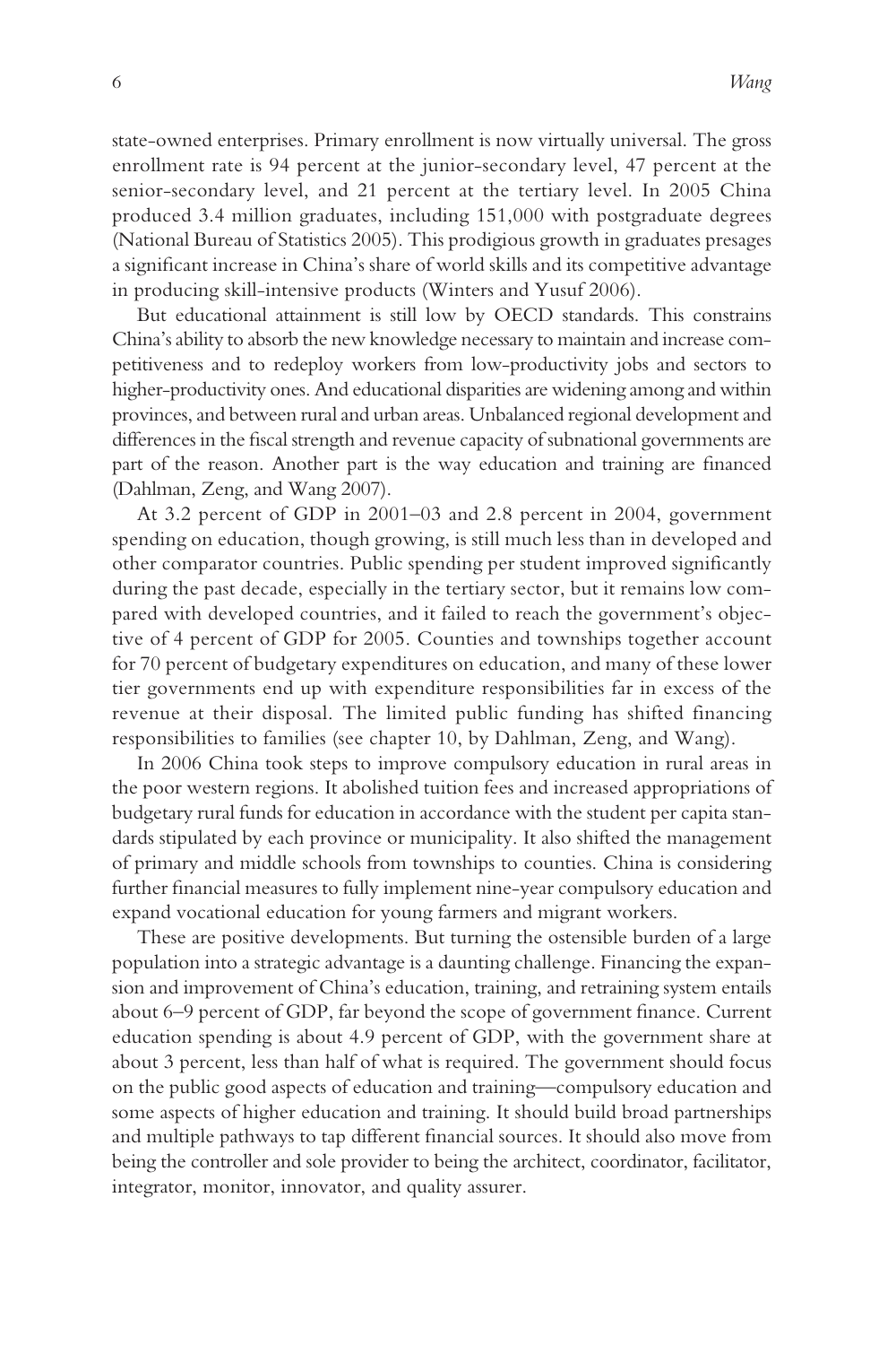state-owned enterprises. Primary enrollment is now virtually universal. The gross enrollment rate is 94 percent at the junior-secondary level, 47 percent at the senior-secondary level, and 21 percent at the tertiary level. In 2005 China produced 3.4 million graduates, including 151,000 with postgraduate degrees (National Bureau of Statistics 2005). This prodigious growth in graduates presages a significant increase in China's share of world skills and its competitive advantage in producing skill-intensive products (Winters and Yusuf 2006).

But educational attainment is still low by OECD standards. This constrains China's ability to absorb the new knowledge necessary to maintain and increase competitiveness and to redeploy workers from low-productivity jobs and sectors to higher-productivity ones. And educational disparities are widening among and within provinces, and between rural and urban areas. Unbalanced regional development and differences in the fiscal strength and revenue capacity of subnational governments are part of the reason. Another part is the way education and training are financed (Dahlman, Zeng, and Wang 2007).

At 3.2 percent of GDP in 2001–03 and 2.8 percent in 2004, government spending on education, though growing, is still much less than in developed and other comparator countries. Public spending per student improved significantly during the past decade, especially in the tertiary sector, but it remains low compared with developed countries, and it failed to reach the government's objective of 4 percent of GDP for 2005. Counties and townships together account for 70 percent of budgetary expenditures on education, and many of these lower tier governments end up with expenditure responsibilities far in excess of the revenue at their disposal. The limited public funding has shifted financing responsibilities to families (see chapter 10, by Dahlman, Zeng, and Wang).

In 2006 China took steps to improve compulsory education in rural areas in the poor western regions. It abolished tuition fees and increased appropriations of budgetary rural funds for education in accordance with the student per capita standards stipulated by each province or municipality. It also shifted the management of primary and middle schools from townships to counties. China is considering further financial measures to fully implement nine-year compulsory education and expand vocational education for young farmers and migrant workers.

These are positive developments. But turning the ostensible burden of a large population into a strategic advantage is a daunting challenge. Financing the expansion and improvement of China's education, training, and retraining system entails about 6–9 percent of GDP, far beyond the scope of government finance. Current education spending is about 4.9 percent of GDP, with the government share at about 3 percent, less than half of what is required. The government should focus on the public good aspects of education and training—compulsory education and some aspects of higher education and training. It should build broad partnerships and multiple pathways to tap different financial sources. It should also move from being the controller and sole provider to being the architect, coordinator, facilitator, integrator, monitor, innovator, and quality assurer.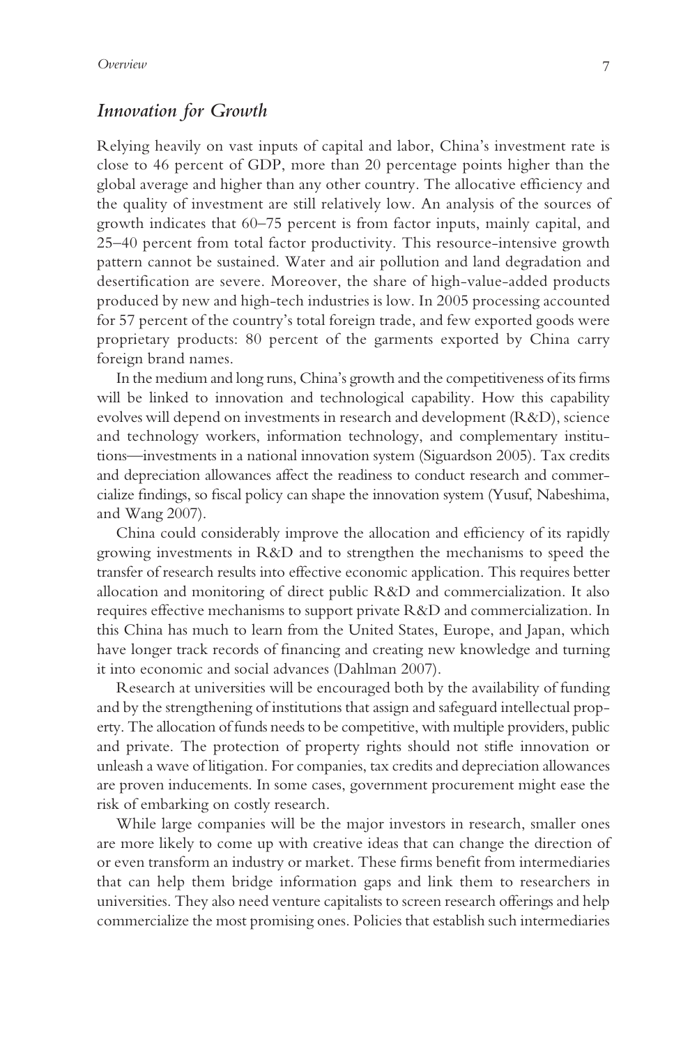## *Innovation for Growth*

Relying heavily on vast inputs of capital and labor, China's investment rate is close to 46 percent of GDP, more than 20 percentage points higher than the global average and higher than any other country. The allocative efficiency and the quality of investment are still relatively low. An analysis of the sources of growth indicates that 60–75 percent is from factor inputs, mainly capital, and 25–40 percent from total factor productivity. This resource-intensive growth pattern cannot be sustained. Water and air pollution and land degradation and desertification are severe. Moreover, the share of high-value-added products produced by new and high-tech industries is low. In 2005 processing accounted for 57 percent of the country's total foreign trade, and few exported goods were proprietary products: 80 percent of the garments exported by China carry foreign brand names.

In the medium and long runs, China's growth and the competitiveness of its firms will be linked to innovation and technological capability. How this capability evolves will depend on investments in research and development (R&D), science and technology workers, information technology, and complementary institutions—investments in a national innovation system (Siguardson 2005). Tax credits and depreciation allowances affect the readiness to conduct research and commercialize findings, so fiscal policy can shape the innovation system (Yusuf, Nabeshima, and Wang 2007).

China could considerably improve the allocation and efficiency of its rapidly growing investments in R&D and to strengthen the mechanisms to speed the transfer of research results into effective economic application. This requires better allocation and monitoring of direct public R&D and commercialization. It also requires effective mechanisms to support private R&D and commercialization. In this China has much to learn from the United States, Europe, and Japan, which have longer track records of financing and creating new knowledge and turning it into economic and social advances (Dahlman 2007).

Research at universities will be encouraged both by the availability of funding and by the strengthening of institutions that assign and safeguard intellectual property. The allocation of funds needs to be competitive, with multiple providers, public and private. The protection of property rights should not stifle innovation or unleash a wave of litigation. For companies, tax credits and depreciation allowances are proven inducements. In some cases, government procurement might ease the risk of embarking on costly research.

While large companies will be the major investors in research, smaller ones are more likely to come up with creative ideas that can change the direction of or even transform an industry or market. These firms benefit from intermediaries that can help them bridge information gaps and link them to researchers in universities. They also need venture capitalists to screen research offerings and help commercialize the most promising ones. Policies that establish such intermediaries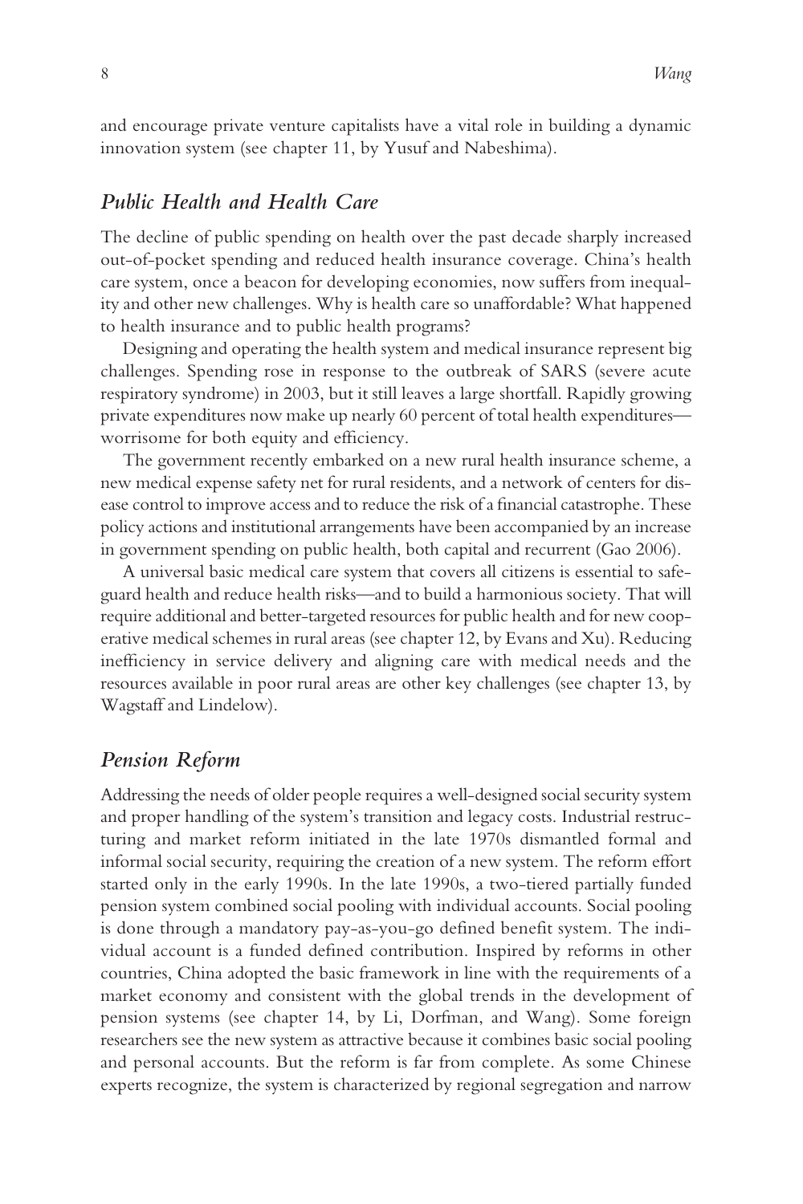and encourage private venture capitalists have a vital role in building a dynamic innovation system (see chapter 11, by Yusuf and Nabeshima).

## *Public Health and Health Care*

The decline of public spending on health over the past decade sharply increased out-of-pocket spending and reduced health insurance coverage. China's health care system, once a beacon for developing economies, now suffers from inequality and other new challenges. Why is health care so unaffordable? What happened to health insurance and to public health programs?

Designing and operating the health system and medical insurance represent big challenges. Spending rose in response to the outbreak of SARS (severe acute respiratory syndrome) in 2003, but it still leaves a large shortfall. Rapidly growing private expenditures now make up nearly 60 percent of total health expenditures—worrisome for both equity and efficiency.

The government recently embarked on a new rural health insurance scheme, a new medical expense safety net for rural residents, and a network of centers for disease control to improve access and to reduce the risk of a financial catastrophe. These policy actions and institutional arrangements have been accompanied by an increase in government spending on public health, both capital and recurrent (Gao 2006).

A universal basic medical care system that covers all citizens is essential to safeguard health and reduce health risks—and to build a harmonious society. That will require additional and better-targeted resources for public health and for new cooperative medical schemes in rural areas (see chapter 12, by Evans and Xu). Reducing inefficiency in service delivery and aligning care with medical needs and the resources available in poor rural areas are other key challenges (see chapter 13, by Wagstaff and Lindelow).

## *Pension Reform*

Addressing the needs of older people requires a well-designed social security system and proper handling of the system's transition and legacy costs. Industrial restructuring and market reform initiated in the late 1970s dismantled formal and informal social security, requiring the creation of a new system. The reform effort started only in the early 1990s. In the late 1990s, a two-tiered partially funded pension system combined social pooling with individual accounts. Social pooling is done through a mandatory pay-as-you-go defined benefit system. The individual account is a funded defined contribution. Inspired by reforms in other countries, China adopted the basic framework in line with the requirements of a market economy and consistent with the global trends in the development of pension systems (see chapter 14, by Li, Dorfman, and Wang). Some foreign researchers see the new system as attractive because it combines basic social pooling and personal accounts. But the reform is far from complete. As some Chinese experts recognize, the system is characterized by regional segregation and narrow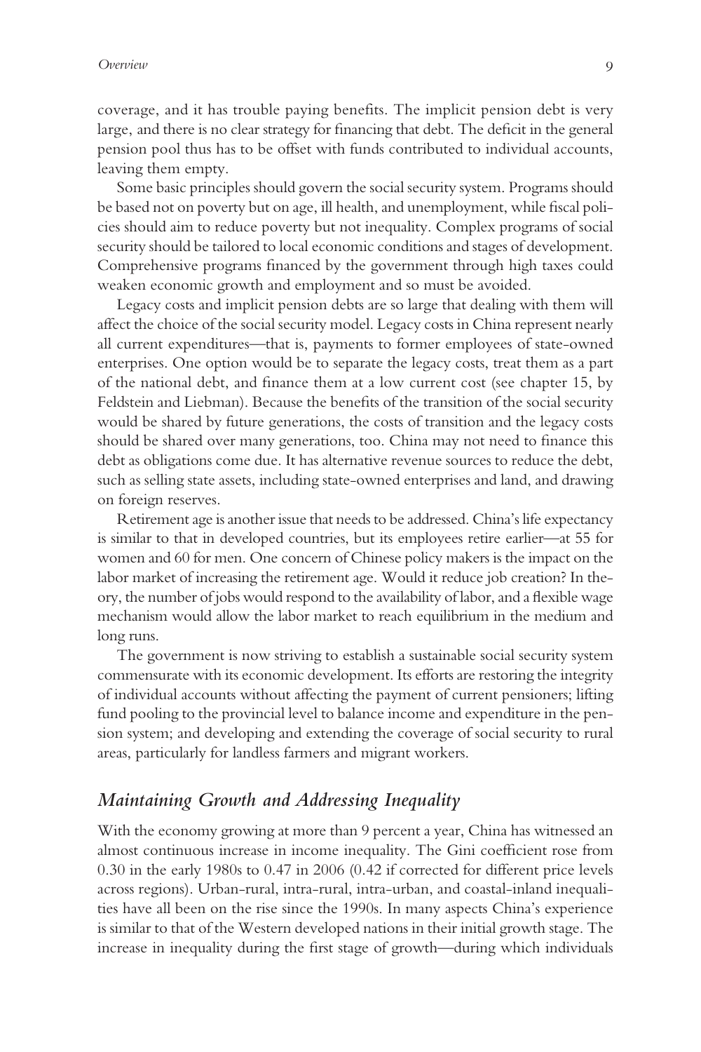coverage, and it has trouble paying benefits. The implicit pension debt is very large, and there is no clear strategy for financing that debt. The deficit in the general pension pool thus has to be offset with funds contributed to individual accounts, leaving them empty.

Some basic principles should govern the social security system. Programs should be based not on poverty but on age, ill health, and unemployment, while fiscal policies should aim to reduce poverty but not inequality. Complex programs of social security should be tailored to local economic conditions and stages of development. Comprehensive programs financed by the government through high taxes could weaken economic growth and employment and so must be avoided.

Legacy costs and implicit pension debts are so large that dealing with them will affect the choice of the social security model. Legacy costs in China represent nearly all current expenditures—that is, payments to former employees of state-owned enterprises. One option would be to separate the legacy costs, treat them as a part of the national debt, and finance them at a low current cost (see chapter 15, by Feldstein and Liebman). Because the benefits of the transition of the social security would be shared by future generations, the costs of transition and the legacy costs should be shared over many generations, too. China may not need to finance this debt as obligations come due. It has alternative revenue sources to reduce the debt, such as selling state assets, including state-owned enterprises and land, and drawing on foreign reserves.

Retirement age is another issue that needs to be addressed. China's life expectancy is similar to that in developed countries, but its employees retire earlier—at 55 for women and 60 for men. One concern of Chinese policy makers is the impact on the labor market of increasing the retirement age. Would it reduce job creation? In theory, the number of jobs would respond to the availability of labor, and a flexible wage mechanism would allow the labor market to reach equilibrium in the medium and long runs.

The government is now striving to establish a sustainable social security system commensurate with its economic development. Its efforts are restoring the integrity of individual accounts without affecting the payment of current pensioners; lifting fund pooling to the provincial level to balance income and expenditure in the pension system; and developing and extending the coverage of social security to rural areas, particularly for landless farmers and migrant workers.

## *Maintaining Growth and Addressing Inequality*

With the economy growing at more than 9 percent a year, China has witnessed an almost continuous increase in income inequality. The Gini coefficient rose from 0.30 in the early 1980s to 0.47 in 2006 (0.42 if corrected for different price levels across regions). Urban-rural, intra-rural, intra-urban, and coastal-inland inequalities have all been on the rise since the 1990s. In many aspects China's experience is similar to that of the Western developed nations in their initial growth stage. The increase in inequality during the first stage of growth—during which individuals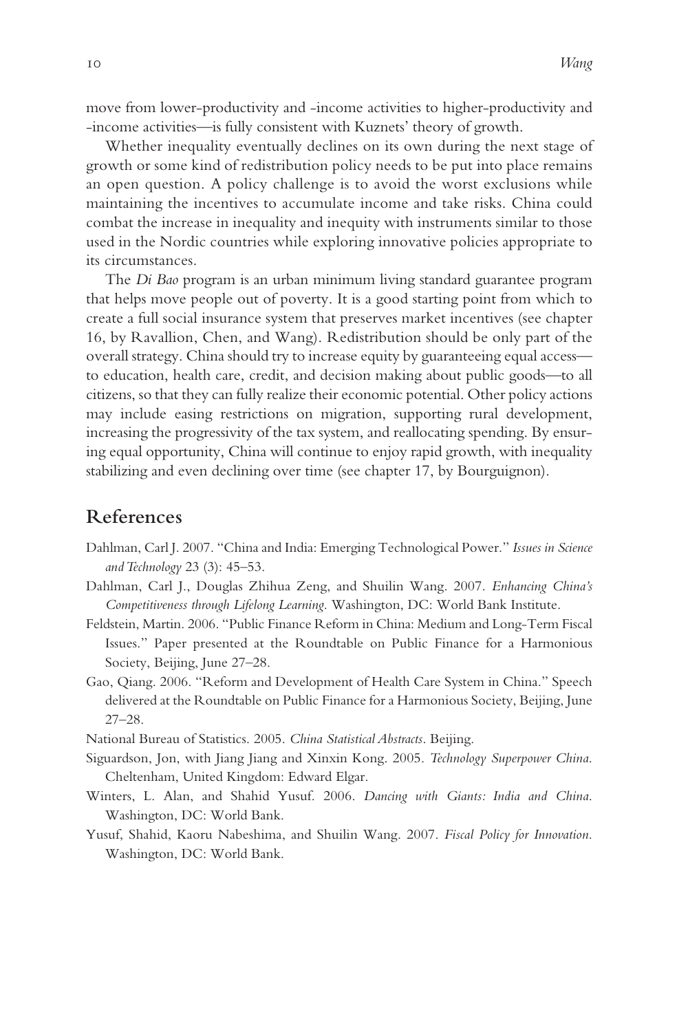move from lower-productivity and -income activities to higher-productivity and -income activities—is fully consistent with Kuznets' theory of growth.

Whether inequality eventually declines on its own during the next stage of growth or some kind of redistribution policy needs to be put into place remains an open question. A policy challenge is to avoid the worst exclusions while maintaining the incentives to accumulate income and take risks. China could combat the increase in inequality and inequity with instruments similar to those used in the Nordic countries while exploring innovative policies appropriate to its circumstances.

The *Di Bao* program is an urban minimum living standard guarantee program that helps move people out of poverty. It is a good starting point from which to create a full social insurance system that preserves market incentives (see chapter 16, by Ravallion, Chen, and Wang). Redistribution should be only part of the overall strategy. China should try to increase equity by guaranteeing equal access—to education, health care, credit, and decision making about public goods—to all citizens, so that they can fully realize their economic potential. Other policy actions may include easing restrictions on migration, supporting rural development, increasing the progressivity of the tax system, and reallocating spending. By ensuring equal opportunity, China will continue to enjoy rapid growth, with inequality stabilizing and even declining over time (see chapter 17, by Bourguignon).

## References

Dahlman, Carl J. 2007. "China and India: Emerging Technological Power." *Issues in Science and Technology* 23 (3): 45–53.

Dahlman, Carl J., Douglas Zhihua Zeng, and Shuilin Wang. 2007. *Enhancing China's Competitiveness through Lifelong Learning*. Washington, DC: World Bank Institute.

Feldstein, Martin. 2006. "Public Finance Reform in China: Medium and Long-Term Fiscal Issues." Paper presented at the Roundtable on Public Finance for a Harmonious Society, Beijing, June 27–28.

Gao, Qiang. 2006. "Reform and Development of Health Care System in China." Speech delivered at the Roundtable on Public Finance for a Harmonious Society, Beijing, June 27–28.

National Bureau of Statistics. 2005. *China Statistical Abstracts*. Beijing.

Siguardson, Jon, with Jiang Jiang and Xinxin Kong. 2005. *Technology Superpower China*. Cheltenham, United Kingdom: Edward Elgar.

Winters, L. Alan, and Shahid Yusuf. 2006. *Dancing with Giants: India and China*. Washington, DC: World Bank.

Yusuf, Shahid, Kaoru Nabeshima, and Shuilin Wang. 2007. *Fiscal Policy for Innovation*. Washington, DC: World Bank.